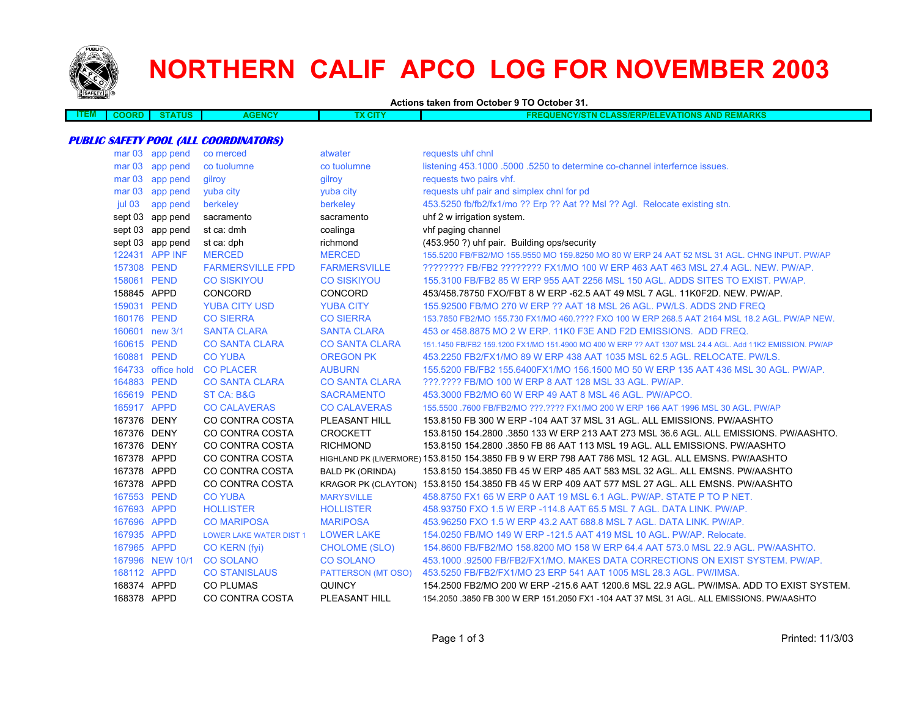# NORTHERN CALIF APCO LOG FOR NOVEMBER 2003

**Actions taken from October 9 TO October 31.**

| ITEM | COORD | STATUS | AGENCY | TX CITY | FREQUENCY/STN CLASS/ERP/ELEVATIONS AND REMARKS |
|---|---|---|---|---|---|

***PUBLIC SAFETY POOL (ALL COORDINATORS)***

| ITEM | COORD | STATUS | AGENCY | TX CITY | FREQUENCY/STN CLASS/ERP/ELEVATIONS AND REMARKS |
|---|---|---|---|---|---|
| | mar 03 | app pend | co merced | atwater | requests uhf chnl |
| | mar 03 | app pend | co tuolumne | co tuolumne | listening 453.1000 .5000 .5250 to determine co-channel interfernce issues. |
| | mar 03 | app pend | gilroy | gilroy | requests two pairs vhf. |
| | mar 03 | app pend | yuba city | yuba city | requests uhf pair and simplex chnl for pd |
| | jul 03 | app pend | berkeley | berkeley | 453.5250 fb/fb2/fx1/mo ?? Erp ?? Aat ?? Msl ?? Agl. Relocate existing stn. |
| | sept 03 | app pend | sacramento | sacramento | uhf 2 w irrigation system. |
| | sept 03 | app pend | st ca: dmh | coalinga | vhf paging channel |
| | sept 03 | app pend | st ca: dph | richmond | (453.950 ?) uhf pair. Building ops/security |
| | 122431 | APP INF | MERCED | MERCED | 155.5200 FB/FB2/MO 155.9550 MO 159.8250 MO 80 W ERP 24 AAT 52 MSL 31 AGL. CHNG INPUT. PW/AP |
| | 157308 | PEND | FARMERSVILLE FPD | FARMERSVILLE | ???????? FB/FB2 ???????? FX1/MO 100 W ERP 463 AAT 463 MSL 27.4 AGL. NEW. PW/AP. |
| | 158061 | PEND | CO SISKIYOU | CO SISKIYOU | 155.3100 FB/FB2 85 W ERP 955 AAT 2256 MSL 150 AGL. ADDS SITES TO EXIST. PW/AP. |
| | 158845 | APPD | CONCORD | CONCORD | 453/458.78750 FXO/FBT 8 W ERP -62.5 AAT 49 MSL 7 AGL. 11K0F2D. NEW. PW/AP. |
| | 159031 | PEND | YUBA CITY USD | YUBA CITY | 155.92500 FB/MO 270 W ERP ?? AAT 18 MSL 26 AGL. PW/LS. ADDS 2ND FREQ |
| | 160176 | PEND | CO SIERRA | CO SIERRA | 153.7850 FB2/MO 155.730 FX1/MO 460.???? FXO 100 W ERP 268.5 AAT 2164 MSL 18.2 AGL. PW/AP NEW. |
| | 160601 | new 3/1 | SANTA CLARA | SANTA CLARA | 453 or 458.8875 MO 2 W ERP. 11K0 F3E AND F2D EMISSIONS. ADD FREQ. |
| | 160615 | PEND | CO SANTA CLARA | CO SANTA CLARA | 151.1450 FB/FB2 159.1200 FX1/MO 151.4900 MO 400 W ERP ?? AAT 1307 MSL 24.4 AGL. Add 11K2 EMISSION. PW/AP |
| | 160881 | PEND | CO YUBA | OREGON PK | 453.2250 FB2/FX1/MO 89 W ERP 438 AAT 1035 MSL 62.5 AGL. RELOCATE. PW/LS. |
| | 164733 | office hold | CO PLACER | AUBURN | 155.5200 FB/FB2 155.6400FX1/MO 156.1500 MO 50 W ERP 135 AAT 436 MSL 30 AGL. PW/AP. |
| | 164883 | PEND | CO SANTA CLARA | CO SANTA CLARA | ???.???? FB/MO 100 W ERP 8 AAT 128 MSL 33 AGL. PW/AP. |
| | 165619 | PEND | ST CA: B&G | SACRAMENTO | 453.3000 FB2/MO 60 W ERP 49 AAT 8 MSL 46 AGL. PW/APCO. |
| | 165917 | APPD | CO CALAVERAS | CO CALAVERAS | 155.5500 .7600 FB/FB2/MO ???.???? FX1/MO 200 W ERP 166 AAT 1996 MSL 30 AGL. PW/AP |
| | 167376 | DENY | CO CONTRA COSTA | PLEASANT HILL | 153.8150 FB 300 W ERP -104 AAT 37 MSL 31 AGL. ALL EMISSIONS. PW/AASHTO |
| | 167376 | DENY | CO CONTRA COSTA | CROCKETT | 153.8150 154.2800 .3850 133 W ERP 213 AAT 273 MSL 36.6 AGL. ALL EMISSIONS. PW/AASHTO. |
| | 167376 | DENY | CO CONTRA COSTA | RICHMOND | 153.8150 154.2800 .3850 FB 86 AAT 113 MSL 19 AGL. ALL EMISSIONS. PW/AASHTO |
| | 167378 | APPD | CO CONTRA COSTA | HIGHLAND PK (LIVERMORE) | 153.8150 154.3850 FB 9 W ERP 798 AAT 786 MSL 12 AGL. ALL EMSNS. PW/AASHTO |
| | 167378 | APPD | CO CONTRA COSTA | BALD PK (ORINDA) | 153.8150 154.3850 FB 45 W ERP 485 AAT 583 MSL 32 AGL. ALL EMSNS. PW/AASHTO |
| | 167378 | APPD | CO CONTRA COSTA | KRAGOR PK (CLAYTON) | 153.8150 154.3850 FB 45 W ERP 409 AAT 577 MSL 27 AGL. ALL EMSNS. PW/AASHTO |
| | 167553 | PEND | CO YUBA | MARYSVILLE | 458.8750 FX1 65 W ERP 0 AAT 19 MSL 6.1 AGL. PW/AP. STATE P TO P NET. |
| | 167693 | APPD | HOLLISTER | HOLLISTER | 458.93750 FXO 1.5 W ERP -114.8 AAT 65.5 MSL 7 AGL. DATA LINK. PW/AP. |
| | 167696 | APPD | CO MARIPOSA | MARIPOSA | 453.96250 FXO 1.5 W ERP 43.2 AAT 688.8 MSL 7 AGL. DATA LINK. PW/AP. |
| | 167935 | APPD | LOWER LAKE WATER DIST 1 | LOWER LAKE | 154.0250 FB/MO 149 W ERP -121.5 AAT 419 MSL 10 AGL. PW/AP. Relocate. |
| | 167965 | APPD | CO KERN (fyi) | CHOLOME (SLO) | 154.8600 FB/FB2/MO 158.8200 MO 158 W ERP 64.4 AAT 573.0 MSL 22.9 AGL. PW/AASHTO. |
| | 167996 | NEW 10/1 | CO SOLANO | CO SOLANO | 453.1000 .92500 FB/FB2/FX1/MO. MAKES DATA CORRECTIONS ON EXIST SYSTEM. PW/AP. |
| | 168112 | APPD | CO STANISLAUS | PATTERSON (MT OSO) | 453.5250 FB/FB2/FX1/MO 23 ERP 541 AAT 1005 MSL 28.3 AGL. PW/IMSA. |
| | 168374 | APPD | CO PLUMAS | QUINCY | 154.2500 FB2/MO 200 W ERP -215.6 AAT 1200.6 MSL 22.9 AGL. PW/IMSA. ADD TO EXIST SYSTEM. |
| | 168378 | APPD | CO CONTRA COSTA | PLEASANT HILL | 154.2050 .3850 FB 300 W ERP 151.2050 FX1 -104 AAT 37 MSL 31 AGL. ALL EMISSIONS. PW/AASHTO |

Printed: 11/3/03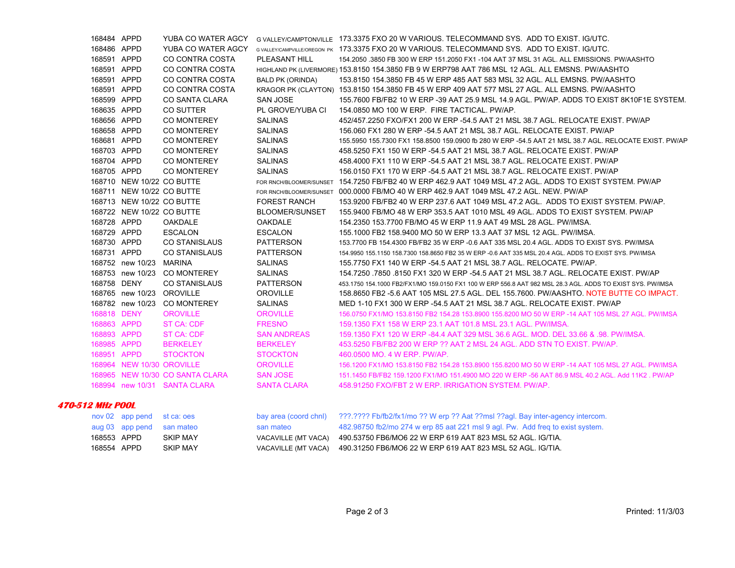| | | | | |
|---|---|---|---|---|
| 168484 | APPD | YUBA CO WATER AGCY | G VALLEY/CAMPTONVILLE | 173.3375 FXO 20 W VARIOUS. TELECOMMAND SYS. ADD TO EXIST. IG/UTC. |
| 168486 | APPD | YUBA CO WATER AGCY | G VALLEY/CAMPVILLE/OREGON PK | 173.3375 FXO 20 W VARIOUS. TELECOMMAND SYS. ADD TO EXIST. IG/UTC. |
| 168591 | APPD | CO CONTRA COSTA | PLEASANT HILL | 154.2050 .3850 FB 300 W ERP 151.2050 FX1 -104 AAT 37 MSL 31 AGL. ALL EMISSIONS. PW/AASHTO |
| 168591 | APPD | CO CONTRA COSTA | HIGHLAND PK (LIVERMORE) | 153.8150 154.3850 FB 9 W ERP798 AAT 786 MSL 12 AGL. ALL EMSNS. PW/AASHTO |
| 168591 | APPD | CO CONTRA COSTA | BALD PK (ORINDA) | 153.8150 154.3850 FB 45 W ERP 485 AAT 583 MSL 32 AGL. ALL EMSNS. PW/AASHTO |
| 168591 | APPD | CO CONTRA COSTA | KRAGOR PK (CLAYTON) | 153.8150 154.3850 FB 45 W ERP 409 AAT 577 MSL 27 AGL. ALL EMSNS. PW/AASHTO |
| 168599 | APPD | CO SANTA CLARA | SAN JOSE | 155.7600 FB/FB2 10 W ERP -39 AAT 25.9 MSL 14.9 AGL. PW/AP. ADDS TO EXIST 8K10F1E SYSTEM. |
| 168635 | APPD | CO SUTTER | PL GROVE/YUBA CI | 154.0850 MO 100 W ERP. FIRE TACTICAL. PW/AP. |
| 168656 | APPD | CO MONTEREY | SALINAS | 452/457.2250 FXO/FX1 200 W ERP -54.5 AAT 21 MSL 38.7 AGL. RELOCATE EXIST. PW/AP |
| 168658 | APPD | CO MONTEREY | SALINAS | 156.060 FX1 280 W ERP -54.5 AAT 21 MSL 38.7 AGL. RELOCATE EXIST. PW/AP |
| 168681 | APPD | CO MONTEREY | SALINAS | 155.5950 155.7300 FX1 158.8500 159.0900 fb 280 W ERP -54.5 AAT 21 MSL 38.7 AGL. RELOCATE EXIST. PW/AP |
| 168703 | APPD | CO MONTEREY | SALINAS | 458.5250 FX1 150 W ERP -54.5 AAT 21 MSL 38.7 AGL. RELOCATE EXIST. PW/AP |
| 168704 | APPD | CO MONTEREY | SALINAS | 458.4000 FX1 110 W ERP -54.5 AAT 21 MSL 38.7 AGL. RELOCATE EXIST. PW/AP |
| 168705 | APPD | CO MONTEREY | SALINAS | 156.0150 FX1 170 W ERP -54.5 AAT 21 MSL 38.7 AGL. RELOCATE EXIST. PW/AP |
| 168710 | NEW 10/22 | CO BUTTE | FOR RNCH/BLOOMER/SUNSET | 154.7250 FB/FB2 40 W ERP 462.9 AAT 1049 MSL 47.2 AGL. ADDS TO EXIST SYSTEM. PW/AP |
| 168711 | NEW 10/22 | CO BUTTE | FOR RNCH/BLOOMER/SUNSET | 000.0000 FB/MO 40 W ERP 462.9 AAT 1049 MSL 47.2 AGL. NEW. PW/AP |
| 168713 | NEW 10/22 | CO BUTTE | FOREST RANCH | 153.9200 FB/FB2 40 W ERP 237.6 AAT 1049 MSL 47.2 AGL. ADDS TO EXIST SYSTEM. PW/AP. |
| 168722 | NEW 10/22 | CO BUTTE | BLOOMER/SUNSET | 155.9400 FB/MO 48 W ERP 353.5 AAT 1010 MSL 49 AGL. ADDS TO EXIST SYSTEM. PW/AP |
| 168728 | APPD | OAKDALE | OAKDALE | 154.2350 153.7700 FB/MO 45 W ERP 11.9 AAT 49 MSL 28 AGL. PW/IMSA. |
| 168729 | APPD | ESCALON | ESCALON | 155.1000 FB2 158.9400 MO 50 W ERP 13.3 AAT 37 MSL 12 AGL. PW/IMSA. |
| 168730 | APPD | CO STANISLAUS | PATTERSON | 153.7700 FB 154.4300 FB/FB2 35 W ERP -0.6 AAT 335 MSL 20.4 AGL. ADDS TO EXIST SYS. PW/IMSA |
| 168731 | APPD | CO STANISLAUS | PATTERSON | 154.9950 155.1150 158.7300 158.8650 FB2 35 W ERP -0.6 AAT 335 MSL 20.4 AGL. ADDS TO EXIST SYS. PW/IMSA |
| 168752 | new 10/23 | MARINA | SALINAS | 155.7750 FX1 140 W ERP -54.5 AAT 21 MSL 38.7 AGL. RELOCATE. PW/AP. |
| 168753 | new 10/23 | CO MONTEREY | SALINAS | 154.7250 .7850 .8150 FX1 320 W ERP -54.5 AAT 21 MSL 38.7 AGL. RELOCATE EXIST. PW/AP |
| 168758 | DENY | CO STANISLAUS | PATTERSON | 453.1750 154.1000 FB2/FX1/MO 159.0150 FX1 100 W ERP 556.8 AAT 982 MSL 28.3 AGL. ADDS TO EXIST SYS. PW/IMSA |
| 168765 | new 10/23 | OROVILLE | OROVILLE | 158.8650 FB2 -5.6 AAT 105 MSL 27.5 AGL. DEL 155.7600. PW/AASHTO. NOTE BUTTE CO IMPACT. |
| 168782 | new 10/23 | CO MONTEREY | SALINAS | MED 1-10 FX1 300 W ERP -54.5 AAT 21 MSL 38.7 AGL. RELOCATE EXIST. PW/AP |
| 168818 | DENY | OROVILLE | OROVILLE | 156.0750 FX1/MO 153.8150 FB2 154.28 153.8900 155.8200 MO 50 W ERP -14 AAT 105 MSL 27 AGL. PW/IMSA |
| 168863 | APPD | ST CA: CDF | FRESNO | 159.1350 FX1 158 W ERP 23.1 AAT 101.8 MSL 23.1 AGL. PW/IMSA. |
| 168893 | APPD | ST CA: CDF | SAN ANDREAS | 159.1350 FX1 120 W ERP -84.4 AAT 329 MSL 36.6 AGL. MOD. DEL 33.66 & .98. PW/IMSA. |
| 168985 | APPD | BERKELEY | BERKELEY | 453.5250 FB/FB2 200 W ERP ?? AAT 2 MSL 24 AGL. ADD STN TO EXIST. PW/AP. |
| 168951 | APPD | STOCKTON | STOCKTON | 460.0500 MO. 4 W ERP. PW/AP. |
| 168964 | NEW 10/30 | OROVILLE | OROVILLE | 156.1200 FX1/MO 153.8150 FB2 154.28 153.8900 155.8200 MO 50 W ERP -14 AAT 105 MSL 27 AGL. PW/IMSA |
| 168965 | NEW 10/30 | CO SANTA CLARA | SAN JOSE | 151.1450 FB/FB2 159.1200 FX1/MO 151.4900 MO 220 W ERP -56 AAT 86.9 MSL 40.2 AGL. Add 11K2 . PW/AP |
| 168994 | new 10/31 | SANTA CLARA | SANTA CLARA | 458.91250 FXO/FBT 2 W ERP. IRRIGATION SYSTEM. PW/AP. |

### *470-512 MHz POOL*

| | | | | |
|---|---|---|---|---|
| nov 02 | app pend | st ca: oes | bay area (coord chnl) | ???.???? Fb/fb2/fx1/mo ?? W erp ?? Aat ??msl ??agl. Bay inter-agency intercom. |
| aug 03 | app pend | san mateo | san mateo | 482.98750 fb2/mo 274 w erp 85 aat 221 msl 9 agl. Pw. Add freq to exist system. |
| 168553 | APPD | SKIP MAY | VACAVILLE (MT VACA) | 490.53750 FB6/MO6 22 W ERP 619 AAT 823 MSL 52 AGL. IG/TIA. |
| 168554 | APPD | SKIP MAY | VACAVILLE (MT VACA) | 490.31250 FB6/MO6 22 W ERP 619 AAT 823 MSL 52 AGL. IG/TIA. |

Printed: 11/3/03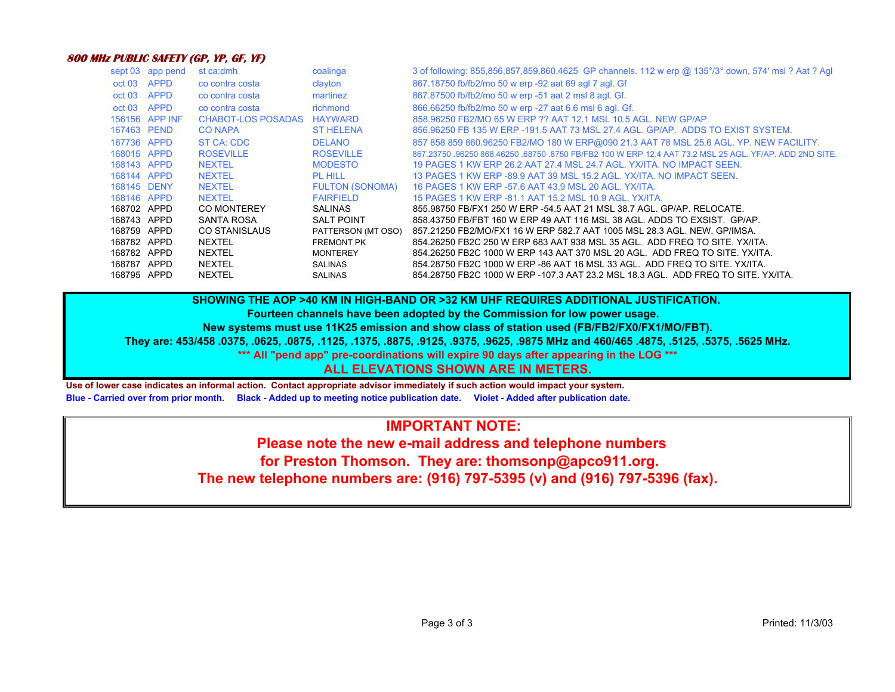### *800 MHz PUBLIC SAFETY (GP, YP, GF, YF)*

| | | | | |
|---|---|---|---|---|
| sept 03 | app pend | st ca:dmh | coalinga | 3 of following: 855,856,857,859,860.4625 GP channels. 112 w erp @ 135°/3° down, 574' msl ? Aat ? Agl |
| oct 03 | APPD | co contra costa | clayton | 867.18750 fb/fb2/mo 50 w erp -92 aat 69 agl 7 agl. Gf |
| oct 03 | APPD | co contra costa | martinez | 867.87500 fb/fb2/mo 50 w erp -51 aat 2 msl 8 agl. Gf. |
| oct 03 | APPD | co contra costa | richmond | 866.66250 fb/fb2/mo 50 w erp -27 aat 6.6 msl 6 agl. Gf. |
| 156156 | APP INF | CHABOT-LOS POSADAS | HAYWARD | 858.96250 FB2/MO 65 W ERP ?? AAT 12.1 MSL 10.5 AGL. NEW GP/AP. |
| 167463 | PEND | CO NAPA | ST HELENA | 856.96250 FB 135 W ERP -191.5 AAT 73 MSL 27.4 AGL. GP/AP. ADDS TO EXIST SYSTEM. |
| 167736 | APPD | ST CA: CDC | DELANO | 857 858 859 860.96250 FB2/MO 180 W ERP@090 21.3 AAT 78 MSL 25.6 AGL. YP. NEW FACILITY. |
| 168015 | APPD | ROSEVILLE | ROSEVILLE | 867.23750 .96250 868.46250 .68750 .8750 FB/FB2 100 W ERP 12.4 AAT 73.2 MSL 25 AGL. YF/AP. ADD 2ND SITE. |
| 168143 | APPD | NEXTEL | MODESTO | 19 PAGES 1 KW ERP 26.2 AAT 27.4 MSL 24.7 AGL. YX/ITA. NO IMPACT SEEN. |
| 168144 | APPD | NEXTEL | PL HILL | 13 PAGES 1 KW ERP -89.9 AAT 39 MSL 15.2 AGL. YX/ITA. NO IMPACT SEEN. |
| 168145 | DENY | NEXTEL | FULTON (SONOMA) | 16 PAGES 1 KW ERP -57.6 AAT 43.9 MSL 20 AGL. YX/ITA. |
| 168146 | APPD | NEXTEL | FAIRFIELD | 15 PAGES 1 KW ERP -81.1 AAT 15.2 MSL 10.9 AGL. YX/ITA. |
| 168702 | APPD | CO MONTEREY | SALINAS | 855.98750 FB/FX1 250 W ERP -54.5 AAT 21 MSL 38.7 AGL. GP/AP. RELOCATE. |
| 168743 | APPD | SANTA ROSA | SALT POINT | 858.43750 FB/FBT 160 W ERP 49 AAT 116 MSL 38 AGL. ADDS TO EXSIST. GP/AP. |
| 168759 | APPD | CO STANISLAUS | PATTERSON (MT OSO) | 857.21250 FB2/MO/FX1 16 W ERP 582.7 AAT 1005 MSL 28.3 AGL. NEW. GP/IMSA. |
| 168782 | APPD | NEXTEL | FREMONT PK | 854.26250 FB2C 250 W ERP 683 AAT 938 MSL 35 AGL. ADD FREQ TO SITE. YX/ITA. |
| 168782 | APPD | NEXTEL | MONTEREY | 854.26250 FB2C 1000 W ERP 143 AAT 370 MSL 20 AGL. ADD FREQ TO SITE. YX/ITA. |
| 168787 | APPD | NEXTEL | SALINAS | 854.28750 FB2C 1000 W ERP -86 AAT 16 MSL 33 AGL. ADD FREQ TO SITE. YX/ITA. |
| 168795 | APPD | NEXTEL | SALINAS | 854.28750 FB2C 1000 W ERP -107.3 AAT 23.2 MSL 18.3 AGL. ADD FREQ TO SITE. YX/ITA. |

**SHOWING THE AOP >40 KM IN HIGH-BAND OR >32 KM UHF REQUIRES ADDITIONAL JUSTIFICATION.**

**Fourteen channels have been adopted by the Commission for low power usage.**

**New systems must use 11K25 emission and show class of station used (FB/FB2/FX0/FX1/MO/FBT).**

**They are: 453/458 .0375, .0625, .0875, .1125, .1375, .8875, .9125, .9375, .9625, .9875 MHz and 460/465 .4875, .5125, .5375, .5625 MHz.**

**\*\*\* All "pend app" pre-coordinations will expire 90 days after appearing in the LOG \*\*\***

**ALL ELEVATIONS SHOWN ARE IN METERS.**

**Use of lower case indicates an informal action. Contact appropriate advisor immediately if such action would impact your system.**

**Blue - Carried over from prior month. Black - Added up to meeting notice publication date. Violet - Added after publication date.**

## IMPORTANT NOTE:

**Please note the new e-mail address and telephone numbers for Preston Thomson. They are: thomsonp@apco911.org.**

**The new telephone numbers are: (916) 797-5395 (v) and (916) 797-5396 (fax).**

Printed: 11/3/03